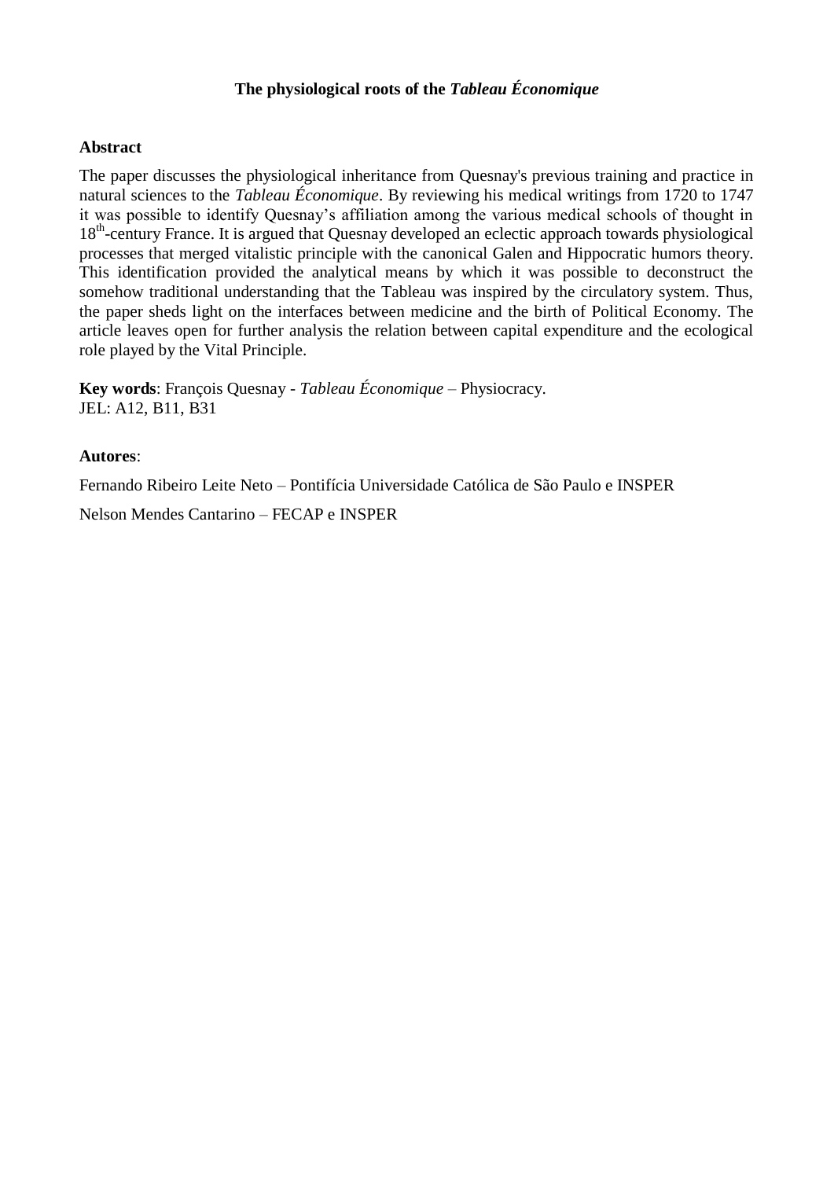# The physiological roots of the *Tableau Économique*

## Abstract

The paper discusses the physiological inheritance from Quesnay's previous training and practice in natural sciences to the *Tableau Économique*. By reviewing his medical writings from 1720 to 1747 it was possible to identify Quesnay's affiliation among the various medical schools of thought in 18th-century France. It is argued that Quesnay developed an eclectic approach towards physiological processes that merged vitalistic principle with the canonical Galen and Hippocratic humors theory. This identification provided the analytical means by which it was possible to deconstruct the somehow traditional understanding that the Tableau was inspired by the circulatory system. Thus, the paper sheds light on the interfaces between medicine and the birth of Political Economy. The article leaves open for further analysis the relation between capital expenditure and the ecological role played by the Vital Principle.

**Key words**: François Quesnay - *Tableau Économique* – Physiocracy.
JEL: A12, B11, B31

**Autores**:

Fernando Ribeiro Leite Neto – Pontifícia Universidade Católica de São Paulo e INSPER

Nelson Mendes Cantarino – FECAP e INSPER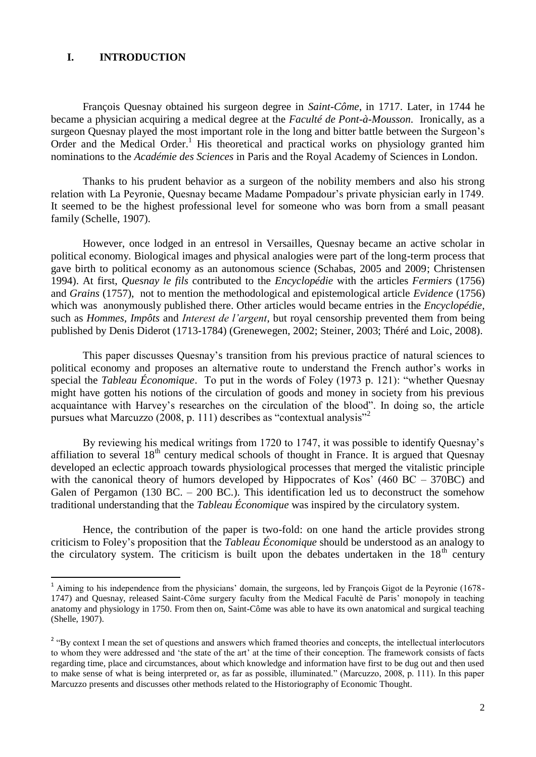## I. INTRODUCTION

François Quesnay obtained his surgeon degree in *Saint-Côme*, in 1717. Later, in 1744 he became a physician acquiring a medical degree at the *Faculté de Pont-à-Mousson*. Ironically, as a surgeon Quesnay played the most important role in the long and bitter battle between the Surgeon's Order and the Medical Order.[1] His theoretical and practical works on physiology granted him nominations to the *Académie des Sciences* in Paris and the Royal Academy of Sciences in London.

Thanks to his prudent behavior as a surgeon of the nobility members and also his strong relation with La Peyronie, Quesnay became Madame Pompadour's private physician early in 1749. It seemed to be the highest professional level for someone who was born from a small peasant family (Schelle, 1907).

However, once lodged in an entresol in Versailles, Quesnay became an active scholar in political economy. Biological images and physical analogies were part of the long-term process that gave birth to political economy as an autonomous science (Schabas, 2005 and 2009; Christensen 1994). At first, *Quesnay le fils* contributed to the *Encyclopédie* with the articles *Fermiers* (1756) and *Grains* (1757), not to mention the methodological and epistemological article *Evidence* (1756) which was anonymously published there. Other articles would became entries in the *Encyclopédie*, such as *Hommes*, *Impôts* and *Interest de l'argent*, but royal censorship prevented them from being published by Denis Diderot (1713-1784) (Grenewegen, 2002; Steiner, 2003; Théré and Loic, 2008).

This paper discusses Quesnay's transition from his previous practice of natural sciences to political economy and proposes an alternative route to understand the French author's works in special the *Tableau Économique*. To put in the words of Foley (1973 p. 121): "whether Quesnay might have gotten his notions of the circulation of goods and money in society from his previous acquaintance with Harvey's researches on the circulation of the blood". In doing so, the article pursues what Marcuzzo (2008, p. 111) describes as "contextual analysis"[2]

By reviewing his medical writings from 1720 to 1747, it was possible to identify Quesnay's affiliation to several 18th century medical schools of thought in France. It is argued that Quesnay developed an eclectic approach towards physiological processes that merged the vitalistic principle with the canonical theory of humors developed by Hippocrates of Kos' (460 BC – 370BC) and Galen of Pergamon (130 BC. – 200 BC.). This identification led us to deconstruct the somehow traditional understanding that the *Tableau Économique* was inspired by the circulatory system.

Hence, the contribution of the paper is two-fold: on one hand the article provides strong criticism to Foley's proposition that the *Tableau Économique* should be understood as an analogy to the circulatory system. The criticism is built upon the debates undertaken in the 18th century

---

[1] Aiming to his independence from the physicians' domain, the surgeons, led by François Gigot de la Peyronie (1678-1747) and Quesnay, released Saint-Côme surgery faculty from the Medical Facultè de Paris' monopoly in teaching anatomy and physiology in 1750. From then on, Saint-Côme was able to have its own anatomical and surgical teaching (Shelle, 1907).

[2] "By context I mean the set of questions and answers which framed theories and concepts, the intellectual interlocutors to whom they were addressed and 'the state of the art' at the time of their conception. The framework consists of facts regarding time, place and circumstances, about which knowledge and information have first to be dug out and then used to make sense of what is being interpreted or, as far as possible, illuminated." (Marcuzzo, 2008, p. 111). In this paper Marcuzzo presents and discusses other methods related to the Historiography of Economic Thought.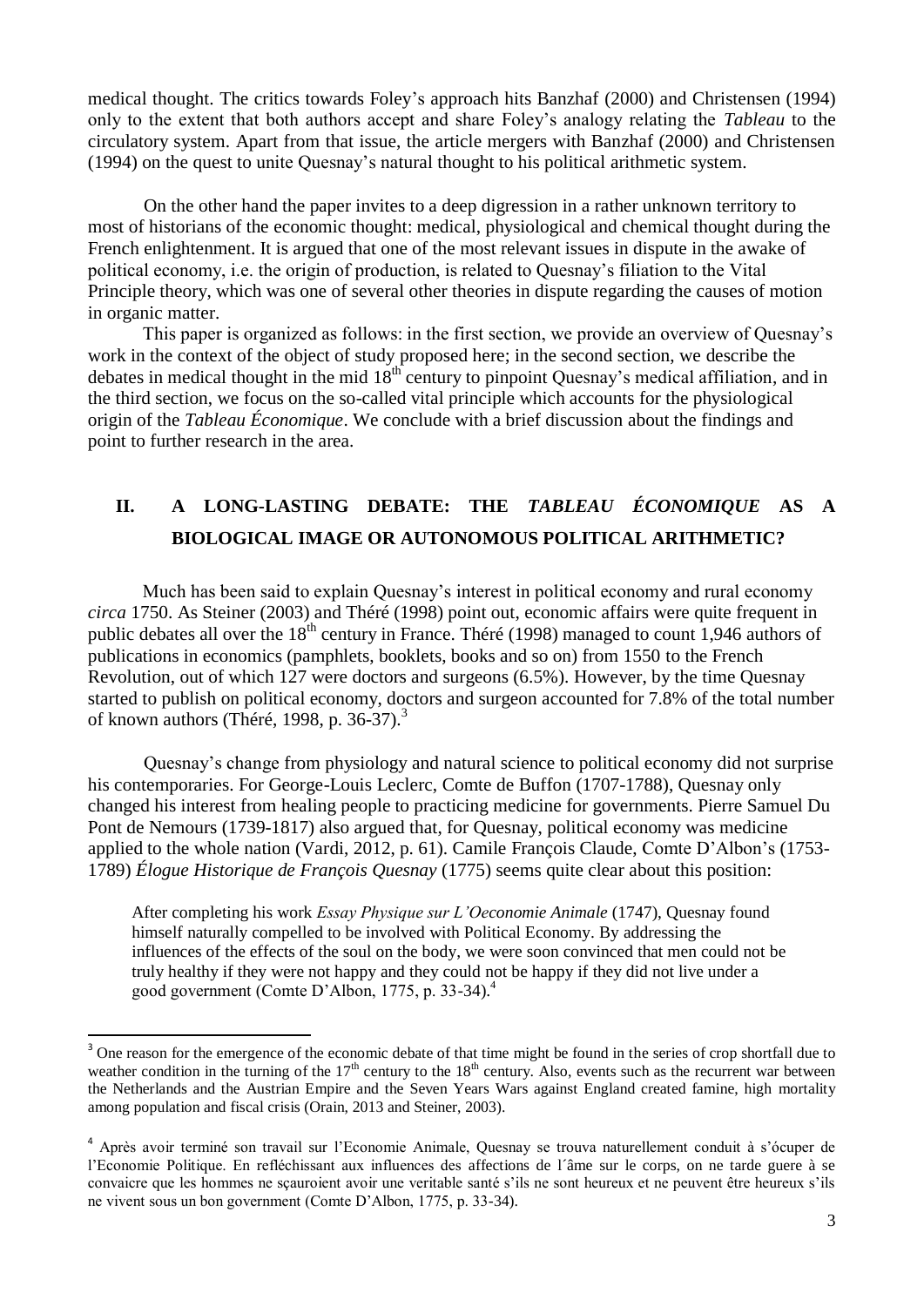medical thought. The critics towards Foley's approach hits Banzhaf (2000) and Christensen (1994) only to the extent that both authors accept and share Foley's analogy relating the *Tableau* to the circulatory system. Apart from that issue, the article mergers with Banzhaf (2000) and Christensen (1994) on the quest to unite Quesnay's natural thought to his political arithmetic system.

On the other hand the paper invites to a deep digression in a rather unknown territory to most of historians of the economic thought: medical, physiological and chemical thought during the French enlightenment. It is argued that one of the most relevant issues in dispute in the awake of political economy, i.e. the origin of production, is related to Quesnay's filiation to the Vital Principle theory, which was one of several other theories in dispute regarding the causes of motion in organic matter.

This paper is organized as follows: in the first section, we provide an overview of Quesnay's work in the context of the object of study proposed here; in the second section, we describe the debates in medical thought in the mid 18th century to pinpoint Quesnay's medical affiliation, and in the third section, we focus on the so-called vital principle which accounts for the physiological origin of the *Tableau Économique*. We conclude with a brief discussion about the findings and point to further research in the area.

## II. A LONG-LASTING DEBATE: THE *TABLEAU ÉCONOMIQUE* AS A BIOLOGICAL IMAGE OR AUTONOMOUS POLITICAL ARITHMETIC?

Much has been said to explain Quesnay's interest in political economy and rural economy *circa* 1750. As Steiner (2003) and Théré (1998) point out, economic affairs were quite frequent in public debates all over the 18th century in France. Théré (1998) managed to count 1,946 authors of publications in economics (pamphlets, booklets, books and so on) from 1550 to the French Revolution, out of which 127 were doctors and surgeons (6.5%). However, by the time Quesnay started to publish on political economy, doctors and surgeon accounted for 7.8% of the total number of known authors (Théré, 1998, p. 36-37).[3]

Quesnay's change from physiology and natural science to political economy did not surprise his contemporaries. For George-Louis Leclerc, Comte de Buffon (1707-1788), Quesnay only changed his interest from healing people to practicing medicine for governments. Pierre Samuel Du Pont de Nemours (1739-1817) also argued that, for Quesnay, political economy was medicine applied to the whole nation (Vardi, 2012, p. 61). Camile François Claude, Comte D'Albon's (1753-1789) *Élogue Historique de François Quesnay* (1775) seems quite clear about this position:

> After completing his work *Essay Physique sur L'Oeconomie Animale* (1747), Quesnay found himself naturally compelled to be involved with Political Economy. By addressing the influences of the effects of the soul on the body, we were soon convinced that men could not be truly healthy if they were not happy and they could not be happy if they did not live under a good government (Comte D'Albon, 1775, p. 33-34).[4]

---

[3] One reason for the emergence of the economic debate of that time might be found in the series of crop shortfall due to weather condition in the turning of the 17th century to the 18th century. Also, events such as the recurrent war between the Netherlands and the Austrian Empire and the Seven Years Wars against England created famine, high mortality among population and fiscal crisis (Orain, 2013 and Steiner, 2003).

[4] Après avoir terminé son travail sur l'Economie Animale, Quesnay se trouva naturellement conduit à s'ócuper de l'Economie Politique. En refléchissant aux influences des affections de l´âme sur le corps, on ne tarde guere à se convaicre que les hommes ne sçauroient avoir une veritable santé s'ils ne sont heureux et ne peuvent être heureux s'ils ne vivent sous un bon government (Comte D'Albon, 1775, p. 33-34).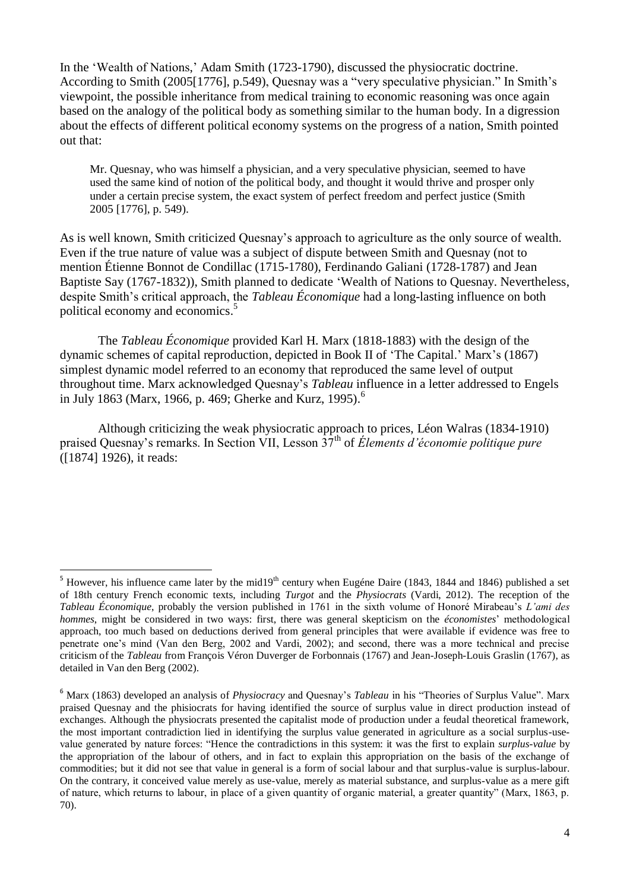In the 'Wealth of Nations,' Adam Smith (1723-1790), discussed the physiocratic doctrine. According to Smith (2005[1776], p.549), Quesnay was a "very speculative physician." In Smith's viewpoint, the possible inheritance from medical training to economic reasoning was once again based on the analogy of the political body as something similar to the human body. In a digression about the effects of different political economy systems on the progress of a nation, Smith pointed out that:

> Mr. Quesnay, who was himself a physician, and a very speculative physician, seemed to have used the same kind of notion of the political body, and thought it would thrive and prosper only under a certain precise system, the exact system of perfect freedom and perfect justice (Smith 2005 [1776], p. 549).

As is well known, Smith criticized Quesnay's approach to agriculture as the only source of wealth. Even if the true nature of value was a subject of dispute between Smith and Quesnay (not to mention Étienne Bonnot de Condillac (1715-1780), Ferdinando Galiani (1728-1787) and Jean Baptiste Say (1767-1832)), Smith planned to dedicate 'Wealth of Nations to Quesnay. Nevertheless, despite Smith's critical approach, the *Tableau Économique* had a long-lasting influence on both political economy and economics.[5]

The *Tableau Économique* provided Karl H. Marx (1818-1883) with the design of the dynamic schemes of capital reproduction, depicted in Book II of 'The Capital.' Marx's (1867) simplest dynamic model referred to an economy that reproduced the same level of output throughout time. Marx acknowledged Quesnay's *Tableau* influence in a letter addressed to Engels in July 1863 (Marx, 1966, p. 469; Gherke and Kurz, 1995).[6]

Although criticizing the weak physiocratic approach to prices, Léon Walras (1834-1910) praised Quesnay's remarks. In Section VII, Lesson 37th of *Élements d'économie politique pure* ([1874] 1926), it reads:

---

[5] However, his influence came later by the mid19th century when Eugéne Daire (1843, 1844 and 1846) published a set of 18th century French economic texts, including *Turgot* and the *Physiocrats* (Vardi, 2012). The reception of the *Tableau Économique*, probably the version published in 1761 in the sixth volume of Honoré Mirabeau's *L'ami des hommes*, might be considered in two ways: first, there was general skepticism on the *économistes*' methodological approach, too much based on deductions derived from general principles that were available if evidence was free to penetrate one's mind (Van den Berg, 2002 and Vardi, 2002); and second, there was a more technical and precise criticism of the *Tableau* from François Véron Duverger de Forbonnais (1767) and Jean-Joseph-Louis Graslin (1767), as detailed in Van den Berg (2002).

[6] Marx (1863) developed an analysis of *Physiocracy* and Quesnay's *Tableau* in his "Theories of Surplus Value". Marx praised Quesnay and the phisiocrats for having identified the source of surplus value in direct production instead of exchanges. Although the physiocrats presented the capitalist mode of production under a feudal theoretical framework, the most important contradiction lied in identifying the surplus value generated in agriculture as a social surplus-use-value generated by nature forces: "Hence the contradictions in this system: it was the first to explain *surplus-value* by the appropriation of the labour of others, and in fact to explain this appropriation on the basis of the exchange of commodities; but it did not see that value in general is a form of social labour and that surplus-value is surplus-labour. On the contrary, it conceived value merely as use-value, merely as material substance, and surplus-value as a mere gift of nature, which returns to labour, in place of a given quantity of organic material, a greater quantity" (Marx, 1863, p. 70).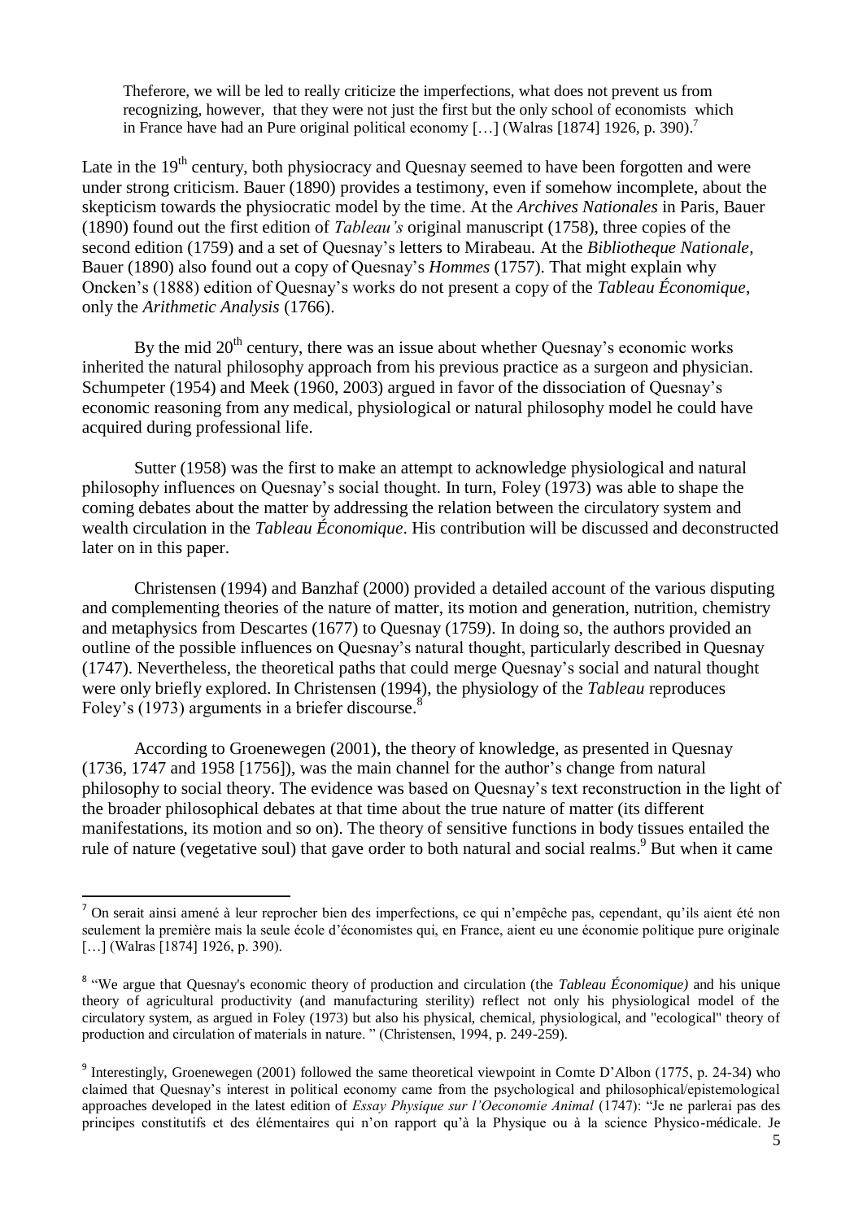> Theferore, we will be led to really criticize the imperfections, what does not prevent us from recognizing, however, that they were not just the first but the only school of economists which in France have have had an Pure original political economy […] (Walras [1874] 1926, p. 390).[7]

Late in the 19th century, both physiocracy and Quesnay seemed to have been forgotten and were under strong criticism. Bauer (1890) provides a testimony, even if somehow incomplete, about the skepticism towards the physiocratic model by the time. At the *Archives Nationales* in Paris, Bauer (1890) found out the first edition of *Tableau's* original manuscript (1758), three copies of the second edition (1759) and a set of Quesnay's letters to Mirabeau. At the *Bibliotheque Nationale*, Bauer (1890) also found out a copy of Quesnay's *Hommes* (1757). That might explain why Oncken's (1888) edition of Quesnay's works do not present a copy of the *Tableau Économique*, only the *Arithmetic Analysis* (1766).

By the mid 20th century, there was an issue about whether Quesnay's economic works inherited the natural philosophy approach from his previous practice as a surgeon and physician. Schumpeter (1954) and Meek (1960, 2003) argued in favor of the dissociation of Quesnay's economic reasoning from any medical, physiological or natural philosophy model he could have acquired during professional life.

Sutter (1958) was the first to make an attempt to acknowledge physiological and natural philosophy influences on Quesnay's social thought. In turn, Foley (1973) was able to shape the coming debates about the matter by addressing the relation between the circulatory system and wealth circulation in the *Tableau Économique*. His contribution will be discussed and deconstructed later on in this paper.

Christensen (1994) and Banzhaf (2000) provided a detailed account of the various disputing and complementing theories of the nature of matter, its motion and generation, nutrition, chemistry and metaphysics from Descartes (1677) to Quesnay (1759). In doing so, the authors provided an outline of the possible influences on Quesnay's natural thought, particularly described in Quesnay (1747). Nevertheless, the theoretical paths that could merge Quesnay's social and natural thought were only briefly explored. In Christensen (1994), the physiology of the *Tableau* reproduces Foley's (1973) arguments in a briefer discourse.[8]

According to Groenewegen (2001), the theory of knowledge, as presented in Quesnay (1736, 1747 and 1958 [1756]), was the main channel for the author's change from natural philosophy to social theory. The evidence was based on Quesnay's text reconstruction in the light of the broader philosophical debates at that time about the true nature of matter (its different manifestations, its motion and so on). The theory of sensitive functions in body tissues entailed the rule of nature (vegetative soul) that gave order to both natural and social realms.[9] But when it came

---

[7] On serait ainsi amené à leur reprocher bien des imperfections, ce qui n'empêche pas, cependant, qu'ils aient été non seulement la première mais la seule école d'économistes qui, en France, aient eu une économie politique pure originale […] (Walras [1874] 1926, p. 390).

[8] "We argue that Quesnay's economic theory of production and circulation (the *Tableau Économique)* and his unique theory of agricultural productivity (and manufacturing sterility) reflect not only his physiological model of the circulatory system, as argued in Foley (1973) but also his physical, chemical, physiological, and "ecological" theory of production and circulation of materials in nature. " (Christensen, 1994, p. 249-259).

[9] Interestingly, Groenewegen (2001) followed the same theoretical viewpoint in Comte D'Albon (1775, p. 24-34) who claimed that Quesnay's interest in political economy came from the psychological and philosophical/epistemological approaches developed in the latest edition of *Essay Physique sur l'Oeconomie Animal* (1747): "Je ne parlerai pas des principes constitutifs et des élémentaires qui n'on rapport qu'à la Physique ou à la science Physico-médicale. Je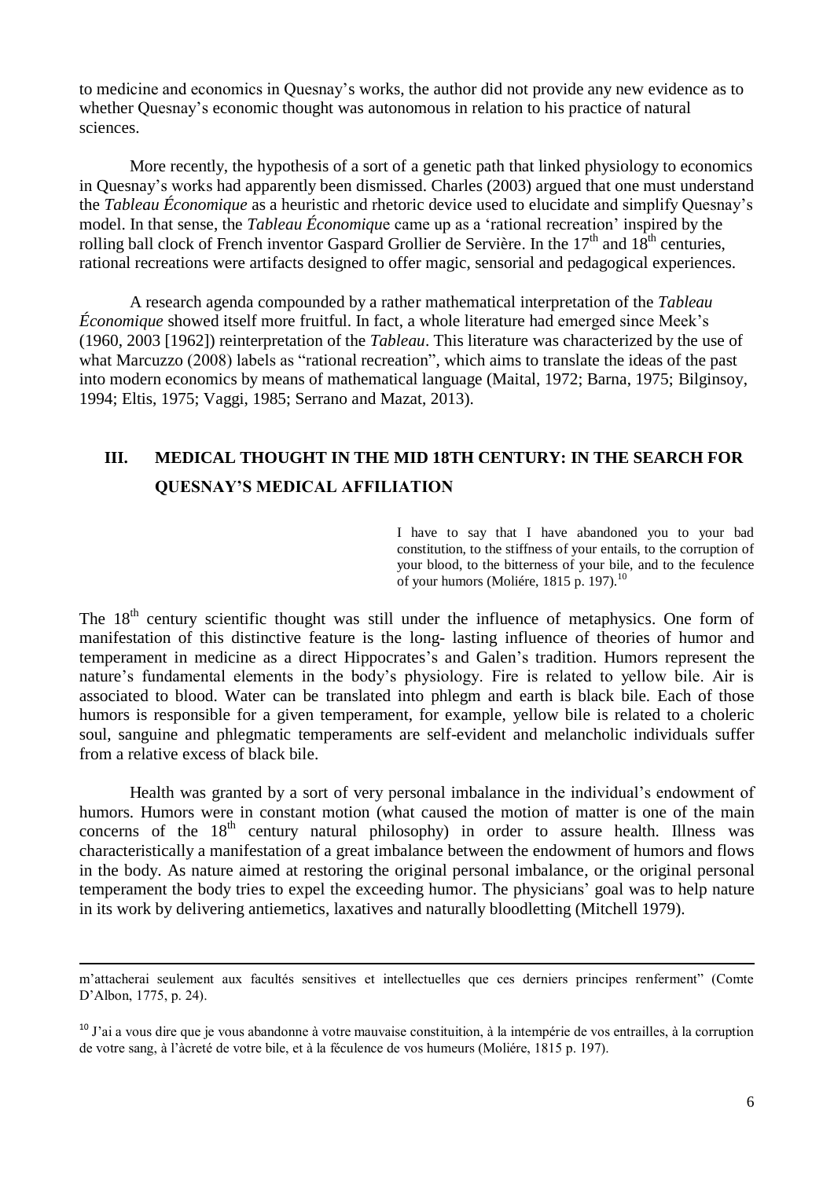to medicine and economics in Quesnay's works, the author did not provide any new evidence as to whether Quesnay's economic thought was autonomous in relation to his practice of natural sciences.

More recently, the hypothesis of a sort of a genetic path that linked physiology to economics in Quesnay's works had apparently been dismissed. Charles (2003) argued that one must understand the *Tableau Économique* as a heuristic and rhetoric device used to elucidate and simplify Quesnay's model. In that sense, the *Tableau Économique* came up as a 'rational recreation' inspired by the rolling ball clock of French inventor Gaspard Grollier de Servière. In the 17th and 18th centuries, rational recreations were artifacts designed to offer magic, sensorial and pedagogical experiences.

A research agenda compounded by a rather mathematical interpretation of the *Tableau Économique* showed itself more fruitful. In fact, a whole literature had emerged since Meek's (1960, 2003 [1962]) reinterpretation of the *Tableau*. This literature was characterized by the use of what Marcuzzo (2008) labels as "rational recreation", which aims to translate the ideas of the past into modern economics by means of mathematical language (Maital, 1972; Barna, 1975; Bilginsoy, 1994; Eltis, 1975; Vaggi, 1985; Serrano and Mazat, 2013).

## III. MEDICAL THOUGHT IN THE MID 18TH CENTURY: IN THE SEARCH FOR QUESNAY'S MEDICAL AFFILIATION

> I have to say that I have abandoned you to your bad constitution, to the stiffness of your entails, to the corruption of your blood, to the bitterness of your bile, and to the feculence of your humors (Moliére, 1815 p. 197).[10]

The 18th century scientific thought was still under the influence of metaphysics. One form of manifestation of this distinctive feature is the long- lasting influence of theories of humor and temperament in medicine as a direct Hippocrates's and Galen's tradition. Humors represent the nature's fundamental elements in the body's physiology. Fire is related to yellow bile. Air is associated to blood. Water can be translated into phlegm and earth is black bile. Each of those humors is responsible for a given temperament, for example, yellow bile is related to a choleric soul, sanguine and phlegmatic temperaments are self-evident and melancholic individuals suffer from a relative excess of black bile.

Health was granted by a sort of very personal imbalance in the individual's endowment of humors. Humors were in constant motion (what caused the motion of matter is one of the main concerns of the 18th century natural philosophy) in order to assure health. Illness was characteristically a manifestation of a great imbalance between the endowment of humors and flows in the body. As nature aimed at restoring the original personal imbalance, or the original personal temperament the body tries to expel the exceeding humor. The physicians' goal was to help nature in its work by delivering antiemetics, laxatives and naturally bloodletting (Mitchell 1979).

---

m'attacherai seulement aux facultés sensitives et intellectuelles que ces derniers principes renferment" (Comte D'Albon, 1775, p. 24).

[10] J'ai a vous dire que je vous abandonne à votre mauvaise constituition, à la intempérie de vos entrailles, à la corruption de votre sang, à l'àcreté de votre bile, et à la féculence de vos humeurs (Moliére, 1815 p. 197).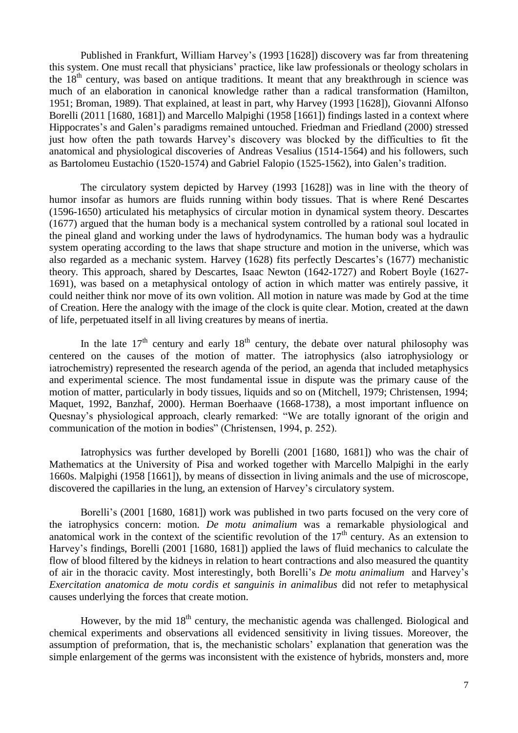Published in Frankfurt, William Harvey's (1993 [1628]) discovery was far from threatening this system. One must recall that physicians' practice, like law professionals or theology scholars in the 18th century, was based on antique traditions. It meant that any breakthrough in science was much of an elaboration in canonical knowledge rather than a radical transformation (Hamilton, 1951; Broman, 1989). That explained, at least in part, why Harvey (1993 [1628]), Giovanni Alfonso Borelli (2011 [1680, 1681]) and Marcello Malpighi (1958 [1661]) findings lasted in a context where Hippocrates's and Galen's paradigms remained untouched. Friedman and Friedland (2000) stressed just how often the path towards Harvey's discovery was blocked by the difficulties to fit the anatomical and physiological discoveries of Andreas Vesalius (1514-1564) and his followers, such as Bartolomeu Eustachio (1520-1574) and Gabriel Falopio (1525-1562), into Galen's tradition.

The circulatory system depicted by Harvey (1993 [1628]) was in line with the theory of humor insofar as humors are fluids running within body tissues. That is where René Descartes (1596-1650) articulated his metaphysics of circular motion in dynamical system theory. Descartes (1677) argued that the human body is a mechanical system controlled by a rational soul located in the pineal gland and working under the laws of hydrodynamics. The human body was a hydraulic system operating according to the laws that shape structure and motion in the universe, which was also regarded as a mechanic system. Harvey (1628) fits perfectly Descartes's (1677) mechanistic theory. This approach, shared by Descartes, Isaac Newton (1642-1727) and Robert Boyle (1627-1691), was based on a metaphysical ontology of action in which matter was entirely passive, it could neither think nor move of its own volition. All motion in nature was made by God at the time of Creation. Here the analogy with the image of the clock is quite clear. Motion, created at the dawn of life, perpetuated itself in all living creatures by means of inertia.

In the late 17th century and early 18th century, the debate over natural philosophy was centered on the causes of the motion of matter. The iatrophysics (also iatrophysiology or iatrochemistry) represented the research agenda of the period, an agenda that included metaphysics and experimental science. The most fundamental issue in dispute was the primary cause of the motion of matter, particularly in body tissues, liquids and so on (Mitchell, 1979; Christensen, 1994; Maquet, 1992, Banzhaf, 2000). Herman Boerhaave (1668-1738), a most important influence on Quesnay's physiological approach, clearly remarked: "We are totally ignorant of the origin and communication of the motion in bodies" (Christensen, 1994, p. 252).

Iatrophysics was further developed by Borelli (2001 [1680, 1681]) who was the chair of Mathematics at the University of Pisa and worked together with Marcello Malpighi in the early 1660s. Malpighi (1958 [1661]), by means of dissection in living animals and the use of microscope, discovered the capillaries in the lung, an extension of Harvey's circulatory system.

Borelli's (2001 [1680, 1681]) work was published in two parts focused on the very core of the iatrophysics concern: motion. *De motu animalium* was a remarkable physiological and anatomical work in the context of the scientific revolution of the 17th century. As an extension to Harvey's findings, Borelli (2001 [1680, 1681]) applied the laws of fluid mechanics to calculate the flow of blood filtered by the kidneys in relation to heart contractions and also measured the quantity of air in the thoracic cavity. Most interestingly, both Borelli's *De motu animalium* and Harvey's *Exercitation anatomica de motu cordis et sanguinis in animalibus* did not refer to metaphysical causes underlying the forces that create motion.

However, by the mid 18th century, the mechanistic agenda was challenged. Biological and chemical experiments and observations all evidenced sensitivity in living tissues. Moreover, the assumption of preformation, that is, the mechanistic scholars' explanation that generation was the simple enlargement of the germs was inconsistent with the existence of hybrids, monsters and, more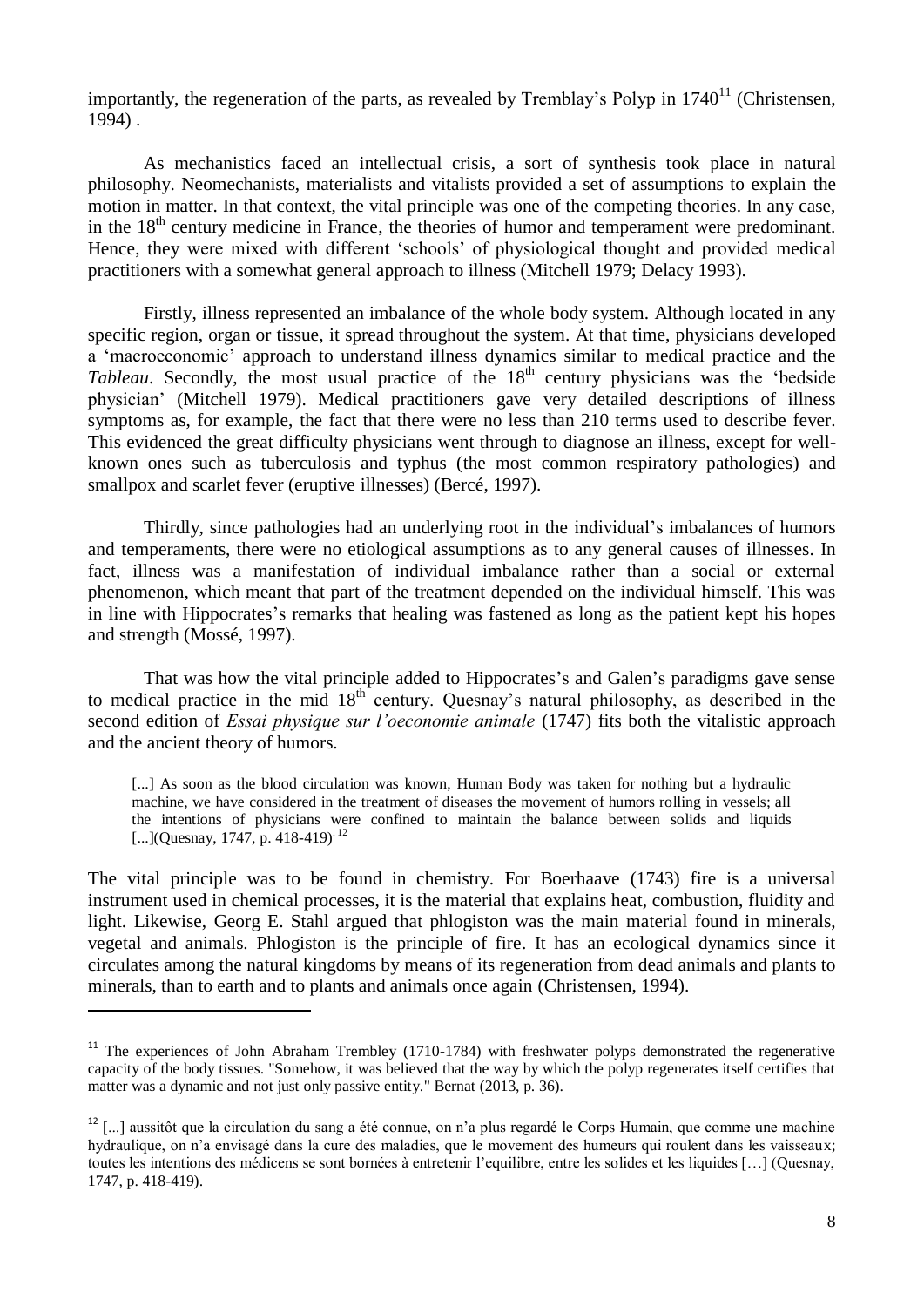importantly, the regeneration of the parts, as revealed by Tremblay's Polyp in 1740[11] (Christensen, 1994) .

As mechanistics faced an intellectual crisis, a sort of synthesis took place in natural philosophy. Neomechanists, materialists and vitalists provided a set of assumptions to explain the motion in matter. In that context, the vital principle was one of the competing theories. In any case, in the 18th century medicine in France, the theories of humor and temperament were predominant. Hence, they were mixed with different 'schools' of physiological thought and provided medical practitioners with a somewhat general approach to illness (Mitchell 1979; Delacy 1993).

Firstly, illness represented an imbalance of the whole body system. Although located in any specific region, organ or tissue, it spread throughout the system. At that time, physicians developed a 'macroeconomic' approach to understand illness dynamics similar to medical practice and the *Tableau*. Secondly, the most usual practice of the 18th century physicians was the 'bedside physician' (Mitchell 1979). Medical practitioners gave very detailed descriptions of illness symptoms as, for example, the fact that there were no less than 210 terms used to describe fever. This evidenced the great difficulty physicians went through to diagnose an illness, except for well-known ones such as tuberculosis and typhus (the most common respiratory pathologies) and smallpox and scarlet fever (eruptive illnesses) (Bercé, 1997).

Thirdly, since pathologies had an underlying root in the individual's imbalances of humors and temperaments, there were no etiological assumptions as to any general causes of illnesses. In fact, illness was a manifestation of individual imbalance rather than a social or external phenomenon, which meant that part of the treatment depended on the individual himself. This was in line with Hippocrates's remarks that healing was fastened as long as the patient kept his hopes and strength (Mossé, 1997).

That was how the vital principle added to Hippocrates's and Galen's paradigms gave sense to medical practice in the mid 18th century. Quesnay's natural philosophy, as described in the second edition of *Essai physique sur l'oeconomie animale* (1747) fits both the vitalistic approach and the ancient theory of humors.

> [...] As soon as the blood circulation was known, Human Body was taken for nothing but a hydraulic machine, we have considered in the treatment of diseases the movement of humors rolling in vessels; all the intentions of physicians were confined to maintain the balance between solids and liquids [...](Quesnay, 1747, p. 418-419).[12]

The vital principle was to be found in chemistry. For Boerhaave (1743) fire is a universal instrument used in chemical processes, it is the material that explains heat, combustion, fluidity and light. Likewise, Georg E. Stahl argued that phlogiston was the main material found in minerals, vegetal and animals. Phlogiston is the principle of fire. It has an ecological dynamics since it circulates among the natural kingdoms by means of its regeneration from dead animals and plants to minerals, than to earth and to plants and animals once again (Christensen, 1994).

---

[11] The experiences of John Abraham Trembley (1710-1784) with freshwater polyps demonstrated the regenerative capacity of the body tissues. "Somehow, it was believed that the way by which the polyp regenerates itself certifies that matter was a dynamic and not just only passive entity." Bernat (2013, p. 36).

[12] [...] aussitôt que la circulation du sang a été connue, on n'a plus regardé le Corps Humain, que comme une machine hydraulique, on n'a envisagé dans la cure des maladies, que le movement des humeurs qui roulent dans les vaisseaux; toutes les intentions des médicens se sont bornées à entretenir l'equilibre, entre les solides et les liquides […] (Quesnay, 1747, p. 418-419).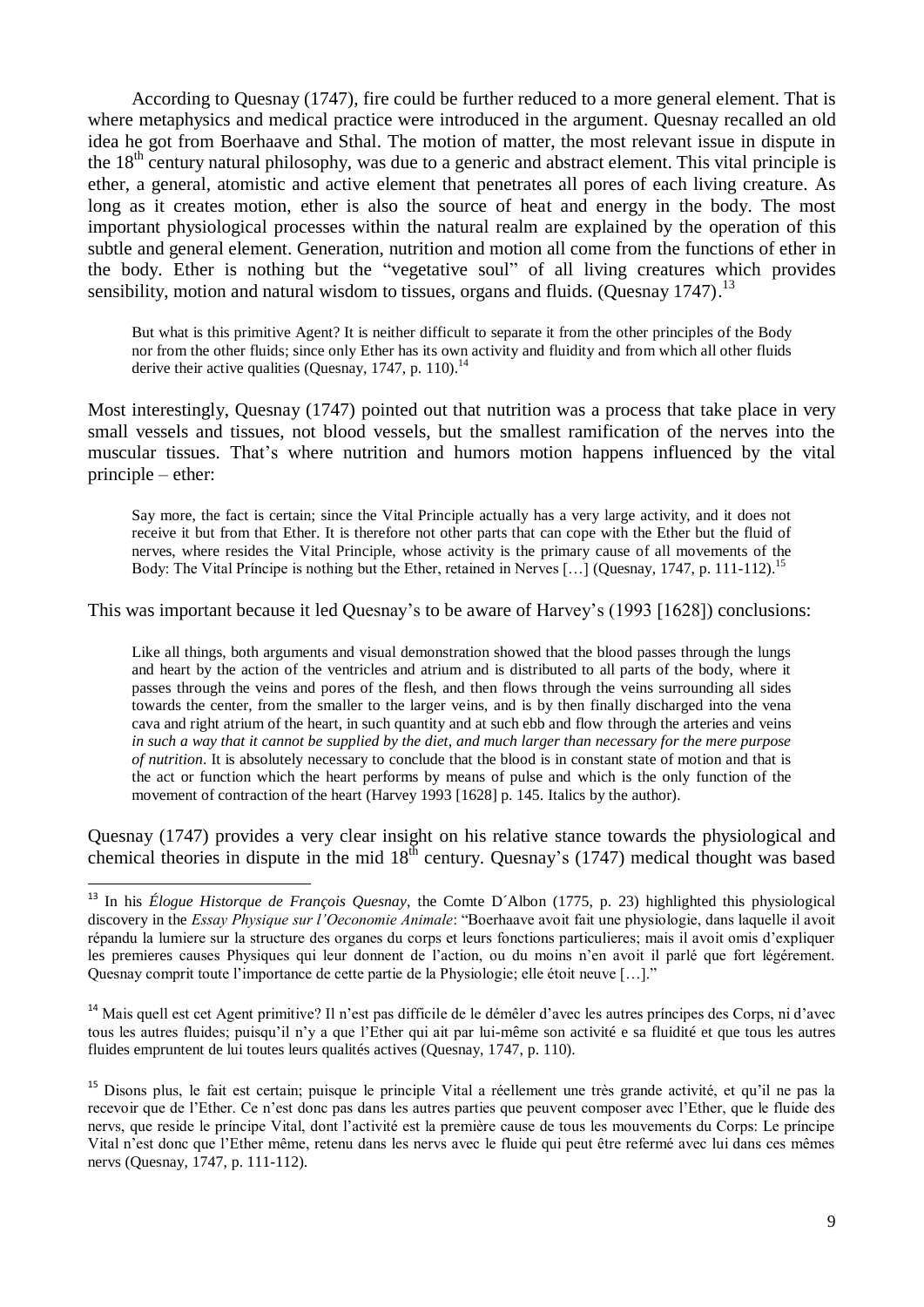According to Quesnay (1747), fire could be further reduced to a more general element. That is where metaphysics and medical practice were introduced in the argument. Quesnay recalled an old idea he got from Boerhaave and Sthal. The motion of matter, the most relevant issue in dispute in the 18th century natural philosophy, was due to a generic and abstract element. This vital principle is ether, a general, atomistic and active element that penetrates all pores of each living creature. As long as it creates motion, ether is also the source of heat and energy in the body. The most important physiological processes within the natural realm are explained by the operation of this subtle and general element. Generation, nutrition and motion all come from the functions of ether in the body. Ether is nothing but the "vegetative soul" of all living creatures which provides sensibility, motion and natural wisdom to tissues, organs and fluids. (Quesnay 1747).[13]

> But what is this primitive Agent? It is neither difficult to separate it from the other principles of the Body nor from the other fluids; since only Ether has its own activity and fluidity and from which all other fluids derive their active qualities (Quesnay, 1747, p. 110).[14]

Most interestingly, Quesnay (1747) pointed out that nutrition was a process that take place in very small vessels and tissues, not blood vessels, but the smallest ramification of the nerves into the muscular tissues. That's where nutrition and humors motion happens influenced by the vital principle – ether:

> Say more, the fact is certain; since the Vital Principle actually has a very large activity, and it does not receive it but from that Ether. It is therefore not other parts that can cope with the Ether but the fluid of nerves, where resides the Vital Principle, whose activity is the primary cause of all movements of the Body: The Vital Príncipe is nothing but the Ether, retained in Nerves […] (Quesnay, 1747, p. 111-112).[15]

This was important because it led Quesnay's to be aware of Harvey's (1993 [1628]) conclusions:

> Like all things, both arguments and visual demonstration showed that the blood passes through the lungs and heart by the action of the ventricles and atrium and is distributed to all parts of the body, where it passes through the veins and pores of the flesh, and then flows through the veins surrounding all sides towards the center, from the smaller to the larger veins, and is by then finally discharged into the vena cava and right atrium of the heart, in such quantity and at such ebb and flow through the arteries and veins *in such a way that it cannot be supplied by the diet, and much larger than necessary for the mere purpose of nutrition*. It is absolutely necessary to conclude that the blood is in constant state of motion and that is the act or function which the heart performs by means of pulse and which is the only function of the movement of contraction of the heart (Harvey 1993 [1628] p. 145. Italics by the author).

Quesnay (1747) provides a very clear insight on his relative stance towards the physiological and chemical theories in dispute in the mid 18th century. Quesnay's (1747) medical thought was based

---

[13] In his *Élogue Historque de François Quesnay*, the Comte D´Albon (1775, p. 23) highlighted this physiological discovery in the *Essay Physique sur l'Oeconomie Animale*: "Boerhaave avoit fait une physiologie, dans laquelle il avoit répandu la lumiere sur la structure des organes du corps et leurs fonctions particulieres; mais il avoit omis d'expliquer les premieres causes Physiques qui leur donnent de l'action, ou du moins n'en avoit il parlé que fort légérement. Quesnay comprit toute l'importance de cette partie de la Physiologie; elle étoit neuve […]."

[14] Mais quell est cet Agent primitive? Il n'est pas difficile de le démêler d'avec les autres príncipes des Corps, ni d'avec tous les autres fluides; puisqu'il n'y a que l'Ether qui ait par lui-même son activité e sa fluidité et que tous les autres fluides empruntent de lui toutes leurs qualités actives (Quesnay, 1747, p. 110).

[15] Disons plus, le fait est certain; puisque le principle Vital a réellement une très grande activité, et qu'il ne pas la recevoir que de l'Ether. Ce n'est donc pas dans les autres parties que peuvent composer avec l'Ether, que le fluide des nervs, que reside le príncipe Vital, dont l'activité est la première cause de tous les mouvements du Corps: Le príncipe Vital n'est donc que l'Ether même, retenu dans les nervs avec le fluide qui peut être refermé avec lui dans ces mêmes nervs (Quesnay, 1747, p. 111-112).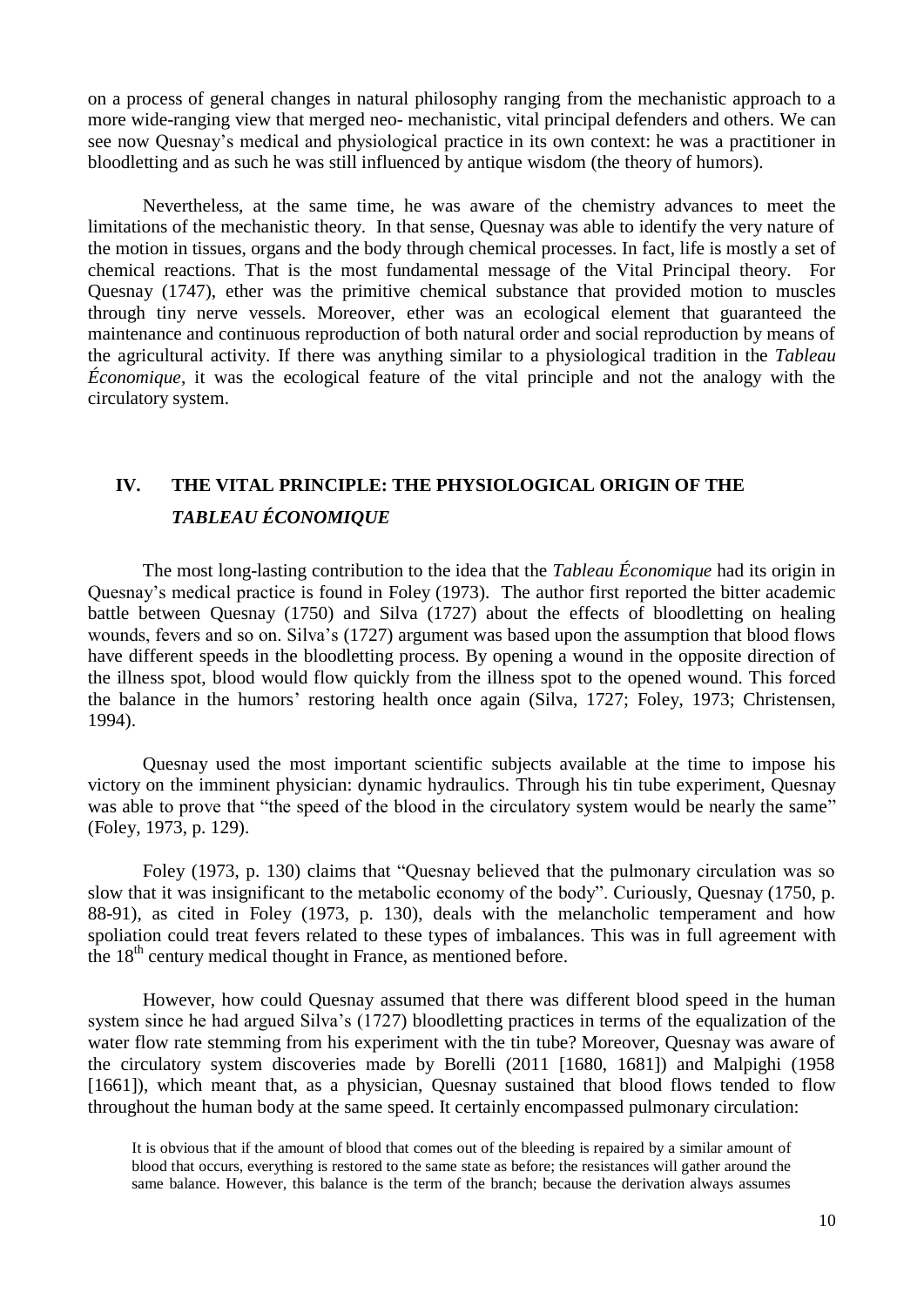on a process of general changes in natural philosophy ranging from the mechanistic approach to a more wide-ranging view that merged neo- mechanistic, vital principal defenders and others. We can see now Quesnay's medical and physiological practice in its own context: he was a practitioner in bloodletting and as such he was still influenced by antique wisdom (the theory of humors).

Nevertheless, at the same time, he was aware of the chemistry advances to meet the limitations of the mechanistic theory. In that sense, Quesnay was able to identify the very nature of the motion in tissues, organs and the body through chemical processes. In fact, life is mostly a set of chemical reactions. That is the most fundamental message of the Vital Principal theory. For Quesnay (1747), ether was the primitive chemical substance that provided motion to muscles through tiny nerve vessels. Moreover, ether was an ecological element that guaranteed the maintenance and continuous reproduction of both natural order and social reproduction by means of the agricultural activity. If there was anything similar to a physiological tradition in the *Tableau Économique*, it was the ecological feature of the vital principle and not the analogy with the circulatory system.

## IV. THE VITAL PRINCIPLE: THE PHYSIOLOGICAL ORIGIN OF THE *TABLEAU ÉCONOMIQUE*

The most long-lasting contribution to the idea that the *Tableau Économique* had its origin in Quesnay's medical practice is found in Foley (1973). The author first reported the bitter academic battle between Quesnay (1750) and Silva (1727) about the effects of bloodletting on healing wounds, fevers and so on. Silva's (1727) argument was based upon the assumption that blood flows have different speeds in the bloodletting process. By opening a wound in the opposite direction of the illness spot, blood would flow quickly from the illness spot to the opened wound. This forced the balance in the humors' restoring health once again (Silva, 1727; Foley, 1973; Christensen, 1994).

Quesnay used the most important scientific subjects available at the time to impose his victory on the imminent physician: dynamic hydraulics. Through his tin tube experiment, Quesnay was able to prove that "the speed of the blood in the circulatory system would be nearly the same" (Foley, 1973, p. 129).

Foley (1973, p. 130) claims that "Quesnay believed that the pulmonary circulation was so slow that it was insignificant to the metabolic economy of the body". Curiously, Quesnay (1750, p. 88-91), as cited in Foley (1973, p. 130), deals with the melancholic temperament and how spoliation could treat fevers related to these types of imbalances. This was in full agreement with the 18th century medical thought in France, as mentioned before.

However, how could Quesnay assumed that there was different blood speed in the human system since he had argued Silva's (1727) bloodletting practices in terms of the equalization of the water flow rate stemming from his experiment with the tin tube? Moreover, Quesnay was aware of the circulatory system discoveries made by Borelli (2011 [1680, 1681]) and Malpighi (1958 [1661]), which meant that, as a physician, Quesnay sustained that blood flows tended to flow throughout the human body at the same speed. It certainly encompassed pulmonary circulation:

> It is obvious that if the amount of blood that comes out of the bleeding is repaired by a similar amount of blood that occurs, everything is restored to the same state as before; the resistances will gather around the same balance. However, this balance is the term of the branch; because the derivation always assumes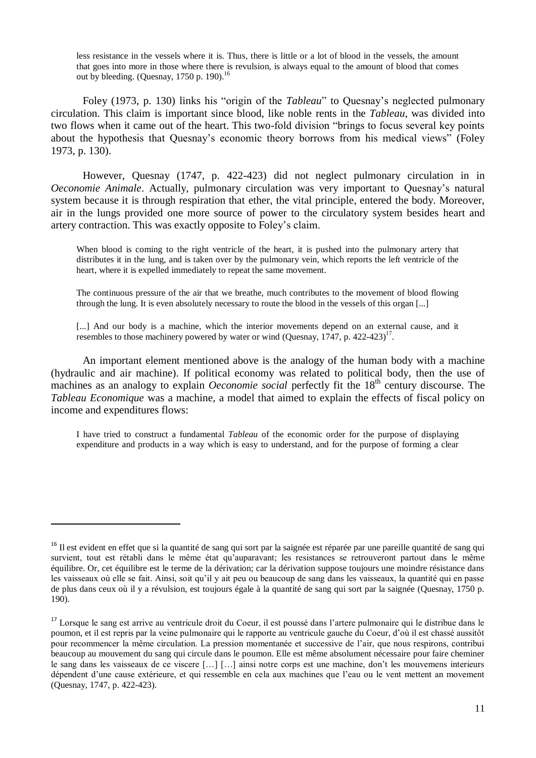> less resistance in the vessels where it is. Thus, there is little or a lot of blood in the vessels, the amount that goes into more in those where there is revulsion, is always equal to the amount of blood that comes out by bleeding. (Quesnay, 1750 p. 190).[16]

Foley (1973, p. 130) links his "origin of the *Tableau*" to Quesnay's neglected pulmonary circulation. This claim is important since blood, like noble rents in the *Tableau*, was divided into two flows when it came out of the heart. This two-fold division "brings to focus several key points about the hypothesis that Quesnay's economic theory borrows from his medical views" (Foley 1973, p. 130).

However, Quesnay (1747, p. 422-423) did not neglect pulmonary circulation in in *Oeconomie Animale*. Actually, pulmonary circulation was very important to Quesnay's natural system because it is through respiration that ether, the vital principle, entered the body. Moreover, air in the lungs provided one more source of power to the circulatory system besides heart and artery contraction. This was exactly opposite to Foley's claim.

> When blood is coming to the right ventricle of the heart, it is pushed into the pulmonary artery that distributes it in the lung, and is taken over by the pulmonary vein, which reports the left ventricle of the heart, where it is expelled immediately to repeat the same movement.
>
> The continuous pressure of the air that we breathe, much contributes to the movement of blood flowing through the lung. It is even absolutely necessary to route the blood in the vessels of this organ [...]
>
> [...] And our body is a machine, which the interior movements depend on an external cause, and it resembles to those machinery powered by water or wind (Quesnay, 1747, p. 422-423)[17].

An important element mentioned above is the analogy of the human body with a machine (hydraulic and air machine). If political economy was related to political body, then the use of machines as an analogy to explain *Oeconomie social* perfectly fit the 18th century discourse. The *Tableau Economique* was a machine, a model that aimed to explain the effects of fiscal policy on income and expenditures flows:

> I have tried to construct a fundamental *Tableau* of the economic order for the purpose of displaying expenditure and products in a way which is easy to understand, and for the purpose of forming a clear

---

[16] Il est evident en effet que si la quantité de sang qui sort par la saignée est réparée par une pareille quantité de sang qui survient, tout est rétabli dans le même état qu'auparavant; les resistances se retrouveront partout dans le même équilibre. Or, cet équilibre est le terme de la dérivation; car la dérivation suppose toujours une moindre résistance dans les vaisseaux où elle se fait. Ainsi, soit qu'il y ait peu ou beaucoup de sang dans les vaisseaux, la quantité qui en passe de plus dans ceux où il y a révulsion, est toujours égale à la quantité de sang qui sort par la saignée (Quesnay, 1750 p. 190).

[17] Lorsque le sang est arrive au ventricule droit du Coeur, il est poussé dans l'artere pulmonaire qui le distribue dans le poumon, et il est repris par la veine pulmonaire qui le rapporte au ventricule gauche du Coeur, d'où il est chassé aussitôt pour recommencer la même circulation. La pression momentanée et successive de l'air, que nous respirons, contribui beaucoup au mouvement du sang qui circule dans le poumon. Elle est même absolument nécessaire pour faire cheminer le sang dans les vaisseaux de ce viscere […] […] ainsi notre corps est une machine, don't les mouvemens interieurs dépendent d'une cause extérieure, et qui ressemble en cela aux machines que l'eau ou le vent mettent an movement (Quesnay, 1747, p. 422-423).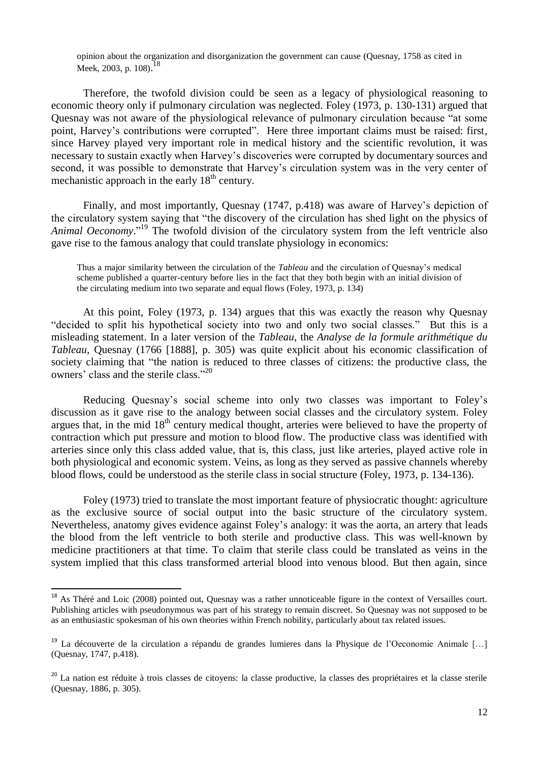opinion about the organization and disorganization the government can cause (Quesnay, 1758 as cited in Meek, 2003, p. 108).[18]

Therefore, the twofold division could be seen as a legacy of physiological reasoning to economic theory only if pulmonary circulation was neglected. Foley (1973, p. 130-131) argued that Quesnay was not aware of the physiological relevance of pulmonary circulation because "at some point, Harvey's contributions were corrupted". Here three important claims must be raised: first, since Harvey played very important role in medical history and the scientific revolution, it was necessary to sustain exactly when Harvey's discoveries were corrupted by documentary sources and second, it was possible to demonstrate that Harvey's circulation system was in the very center of mechanistic approach in the early 18th century.

Finally, and most importantly, Quesnay (1747, p.418) was aware of Harvey's depiction of the circulatory system saying that "the discovery of the circulation has shed light on the physics of *Animal Oeconomy*."[19] The twofold division of the circulatory system from the left ventricle also gave rise to the famous analogy that could translate physiology in economics:

> Thus a major similarity between the circulation of the *Tableau* and the circulation of Quesnay's medical scheme published a quarter-century before lies in the fact that they both begin with an initial division of the circulating medium into two separate and equal flows (Foley, 1973, p. 134)

At this point, Foley (1973, p. 134) argues that this was exactly the reason why Quesnay "decided to split his hypothetical society into two and only two social classes." But this is a misleading statement. In a later version of the *Tableau*, the *Analyse de la formule arithmétique du Tableau*, Quesnay (1766 [1888], p. 305) was quite explicit about his economic classification of society claiming that "the nation is reduced to three classes of citizens: the productive class, the owners' class and the sterile class."[20]

Reducing Quesnay's social scheme into only two classes was important to Foley's discussion as it gave rise to the analogy between social classes and the circulatory system. Foley argues that, in the mid 18th century medical thought, arteries were believed to have the property of contraction which put pressure and motion to blood flow. The productive class was identified with arteries since only this class added value, that is, this class, just like arteries, played active role in both physiological and economic system. Veins, as long as they served as passive channels whereby blood flows, could be understood as the sterile class in social structure (Foley, 1973, p. 134-136).

Foley (1973) tried to translate the most important feature of physiocratic thought: agriculture as the exclusive source of social output into the basic structure of the circulatory system. Nevertheless, anatomy gives evidence against Foley's analogy: it was the aorta, an artery that leads the blood from the left ventricle to both sterile and productive class. This was well-known by medicine practitioners at that time. To claim that sterile class could be translated as veins in the system implied that this class transformed arterial blood into venous blood. But then again, since

[18] As Théré and Loic (2008) pointed out, Quesnay was a rather unnoticeable figure in the context of Versailles court. Publishing articles with pseudonymous was part of his strategy to remain discreet. So Quesnay was not supposed to be as an enthusiastic spokesman of his own theories within French nobility, particularly about tax related issues.

[19] La découverte de la circulation a répandu de grandes lumieres dans la Physique de l'Oeconomie Animale […] (Quesnay, 1747, p.418).

[20] La nation est réduite à trois classes de citoyens: la classe productive, la classes des propriétaires et la classe sterile (Quesnay, 1886, p. 305).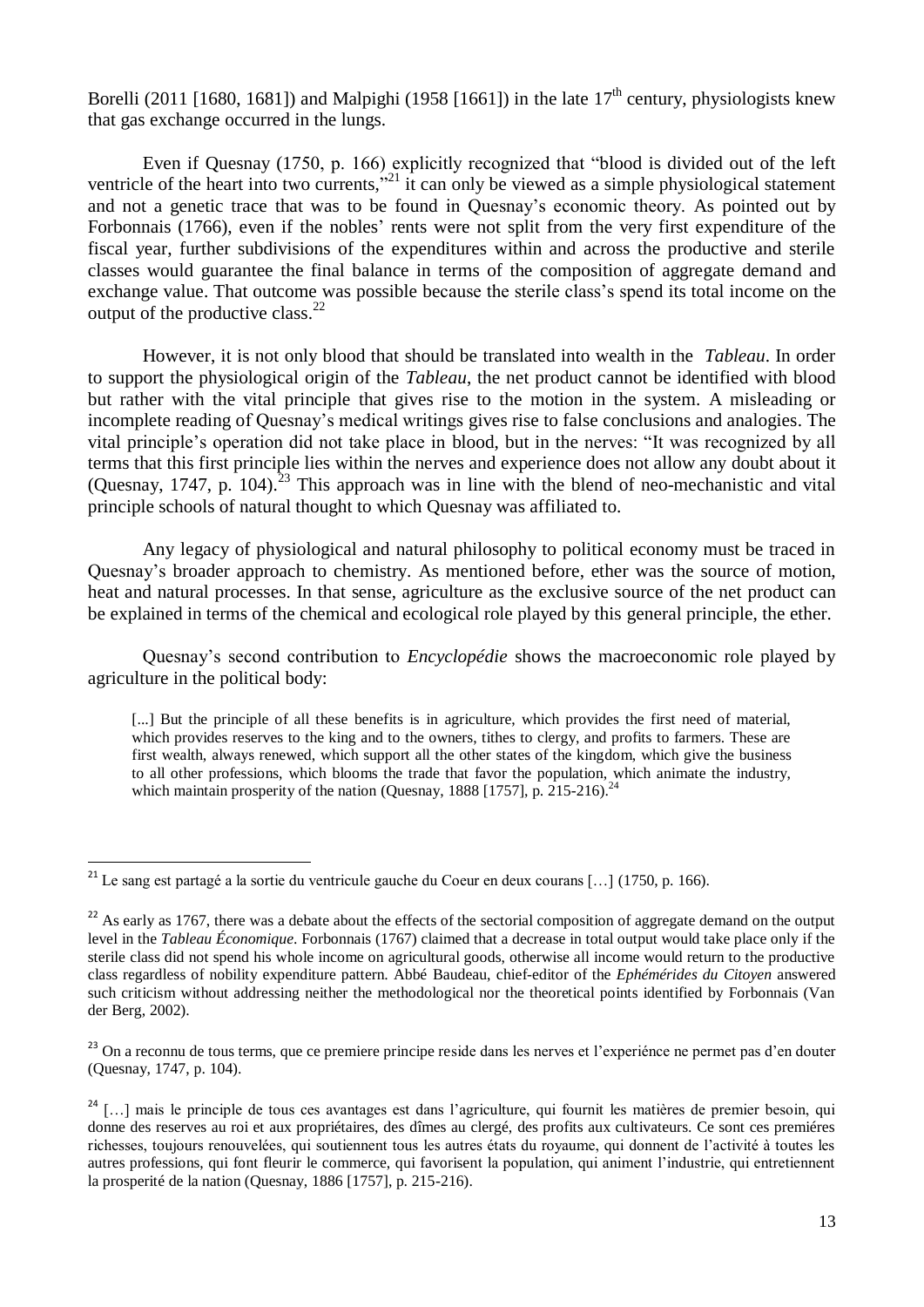Borelli (2011 [1680, 1681]) and Malpighi (1958 [1661]) in the late 17th century, physiologists knew that gas exchange occurred in the lungs.

Even if Quesnay (1750, p. 166) explicitly recognized that "blood is divided out of the left ventricle of the heart into two currents,"[21] it can only be viewed as a simple physiological statement and not a genetic trace that was to be found in Quesnay's economic theory. As pointed out by Forbonnais (1766), even if the nobles' rents were not split from the very first expenditure of the fiscal year, further subdivisions of the expenditures within and across the productive and sterile classes would guarantee the final balance in terms of the composition of aggregate demand and exchange value. That outcome was possible because the sterile class's spend its total income on the output of the productive class.[22]

However, it is not only blood that should be translated into wealth in the *Tableau*. In order to support the physiological origin of the *Tableau*, the net product cannot be identified with blood but rather with the vital principle that gives rise to the motion in the system. A misleading or incomplete reading of Quesnay's medical writings gives rise to false conclusions and analogies. The vital principle's operation did not take place in blood, but in the nerves: "It was recognized by all terms that this first principle lies within the nerves and experience does not allow any doubt about it (Quesnay, 1747, p. 104).[23] This approach was in line with the blend of neo-mechanistic and vital principle schools of natural thought to which Quesnay was affiliated to.

Any legacy of physiological and natural philosophy to political economy must be traced in Quesnay's broader approach to chemistry. As mentioned before, ether was the source of motion, heat and natural processes. In that sense, agriculture as the exclusive source of the net product can be explained in terms of the chemical and ecological role played by this general principle, the ether.

Quesnay's second contribution to *Encyclopédie* shows the macroeconomic role played by agriculture in the political body:

> [...] But the principle of all these benefits is in agriculture, which provides the first need of material, which provides reserves to the king and to the owners, tithes to clergy, and profits to farmers. These are first wealth, always renewed, which support all the other states of the kingdom, which give the business to all other professions, which blooms the trade that favor the population, which animate the industry, which maintain prosperity of the nation (Quesnay, 1888 [1757], p. 215-216).[24]

---

[21] Le sang est partagé a la sortie du ventricule gauche du Coeur en deux courans […] (1750, p. 166).

[22] As early as 1767, there was a debate about the effects of the sectorial composition of aggregate demand on the output level in the *Tableau Économique*. Forbonnais (1767) claimed that a decrease in total output would take place only if the sterile class did not spend his whole income on agricultural goods, otherwise all income would return to the productive class regardless of nobility expenditure pattern. Abbé Baudeau, chief-editor of the *Ephémérides du Citoyen* answered such criticism without addressing neither the methodological nor the theoretical points identified by Forbonnais (Van der Berg, 2002).

[23] On a reconnu de tous terms, que ce premiere principe reside dans les nerves et l'experiénce ne permet pas d'en douter (Quesnay, 1747, p. 104).

[24] […] mais le principle de tous ces avantages est dans l'agriculture, qui fournit les matières de premier besoin, qui donne des reserves au roi et aux propriétaires, des dîmes au clergé, des profits aux cultivateurs. Ce sont ces premiéres richesses, toujours renouvelées, qui soutiennent tous les autres états du royaume, qui donnent de l'activité à toutes les autres professions, qui font fleurir le commerce, qui favorisent la population, qui animent l'industrie, qui entretiennent la prosperité de la nation (Quesnay, 1886 [1757], p. 215-216).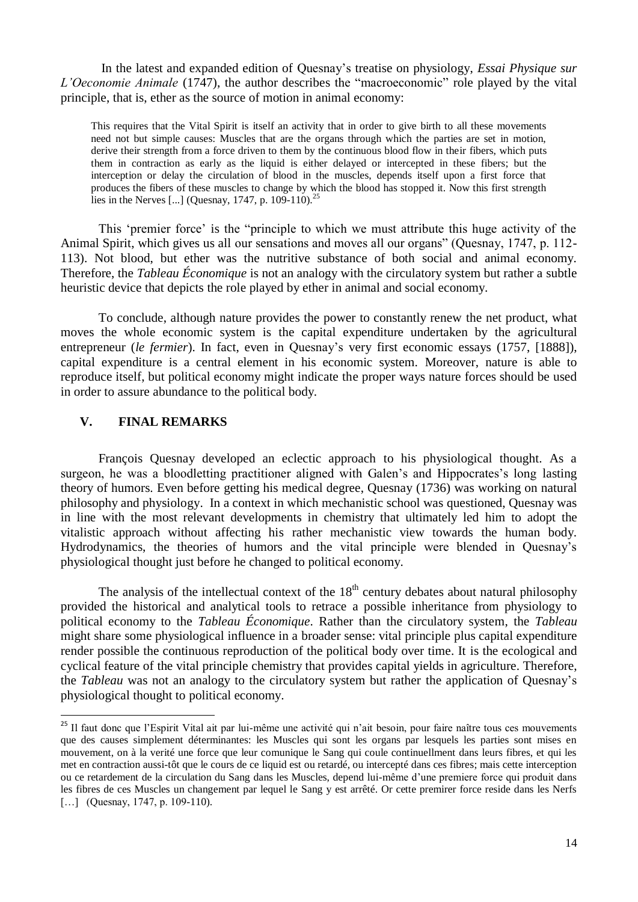In the latest and expanded edition of Quesnay's treatise on physiology, *Essai Physique sur L'Oeconomie Animale* (1747), the author describes the "macroeconomic" role played by the vital principle, that is, ether as the source of motion in animal economy:

> This requires that the Vital Spirit is itself an activity that in order to give birth to all these movements need not but simple causes: Muscles that are the organs through which the parties are set in motion, derive their strength from a force driven to them by the continuous blood flow in their fibers, which puts them in contraction as early as the liquid is either delayed or intercepted in these fibers; but the interception or delay the circulation of blood in the muscles, depends itself upon a first force that produces the fibers of these muscles to change by which the blood has stopped it. Now this first strength lies in the Nerves [...] (Quesnay, 1747, p. 109-110).[25]

This 'premier force' is the "principle to which we must attribute this huge activity of the Animal Spirit, which gives us all our sensations and moves all our organs" (Quesnay, 1747, p. 112-113). Not blood, but ether was the nutritive substance of both social and animal economy. Therefore, the *Tableau Économique* is not an analogy with the circulatory system but rather a subtle heuristic device that depicts the role played by ether in animal and social economy.

To conclude, although nature provides the power to constantly renew the net product, what moves the whole economic system is the capital expenditure undertaken by the agricultural entrepreneur (*le fermier*). In fact, even in Quesnay's very first economic essays (1757, [1888]), capital expenditure is a central element in his economic system. Moreover, nature is able to reproduce itself, but political economy might indicate the proper ways nature forces should be used in order to assure abundance to the political body.

## V. FINAL REMARKS

François Quesnay developed an eclectic approach to his physiological thought. As a surgeon, he was a bloodletting practitioner aligned with Galen's and Hippocrates's long lasting theory of humors. Even before getting his medical degree, Quesnay (1736) was working on natural philosophy and physiology. In a context in which mechanistic school was questioned, Quesnay was in line with the most relevant developments in chemistry that ultimately led him to adopt the vitalistic approach without affecting his rather mechanistic view towards the human body. Hydrodynamics, the theories of humors and the vital principle were blended in Quesnay's physiological thought just before he changed to political economy.

The analysis of the intellectual context of the 18th century debates about natural philosophy provided the historical and analytical tools to retrace a possible inheritance from physiology to political economy to the *Tableau Économique*. Rather than the circulatory system, the *Tableau* might share some physiological influence in a broader sense: vital principle plus capital expenditure render possible the continuous reproduction of the political body over time. It is the ecological and cyclical feature of the vital principle chemistry that provides capital yields in agriculture. Therefore, the *Tableau* was not an analogy to the circulatory system but rather the application of Quesnay's physiological thought to political economy.

---

[25] Il faut donc que l'Espirit Vital ait par lui-même une activité qui n'ait besoin, pour faire naître tous ces mouvements que des causes simplement déterminantes: les Muscles qui sont les organs par lesquels les parties sont mises en mouvement, on à la verité une force que leur comunique le Sang qui coule continuellment dans leurs fibres, et qui les met en contraction aussi-tôt que le cours de ce liquid est ou retardé, ou intercepté dans ces fibres; mais cette interception ou ce retardement de la circulation du Sang dans les Muscles, depend lui-même d'une premiere force qui produit dans les fibres de ces Muscles un changement par lequel le Sang y est arrêté. Or cette premirer force reside dans les Nerfs […] (Quesnay, 1747, p. 109-110).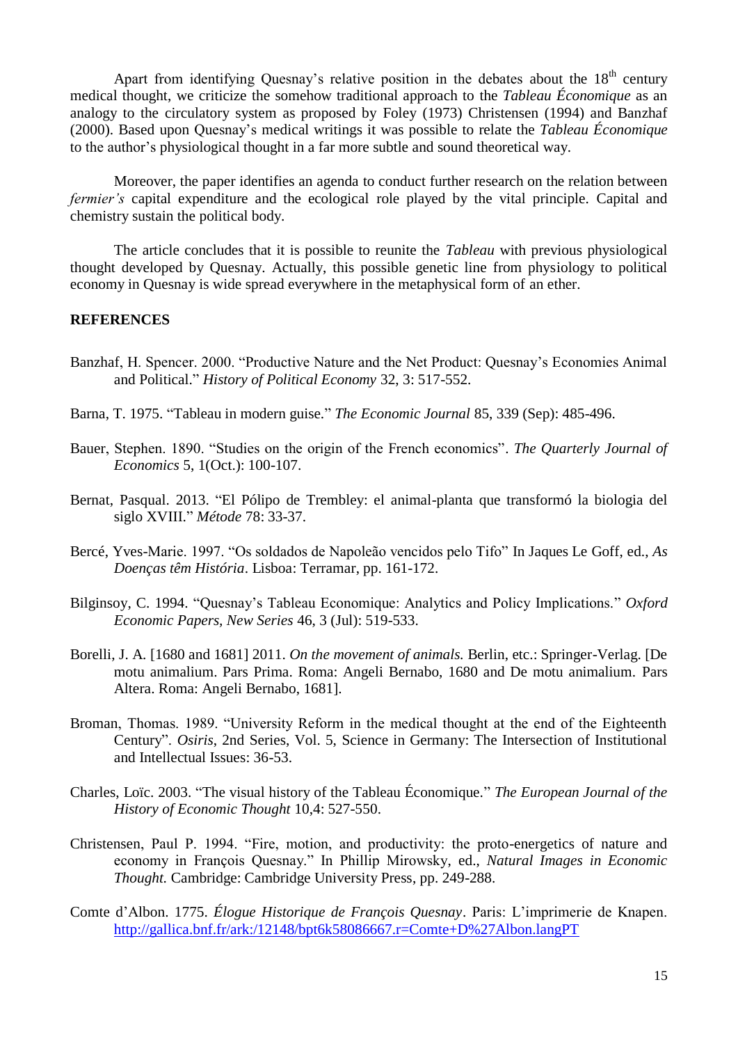Apart from identifying Quesnay's relative position in the debates about the 18th century medical thought, we criticize the somehow traditional approach to the *Tableau Économique* as an analogy to the circulatory system as proposed by Foley (1973) Christensen (1994) and Banzhaf (2000). Based upon Quesnay's medical writings it was possible to relate the *Tableau Économique* to the author's physiological thought in a far more subtle and sound theoretical way.

Moreover, the paper identifies an agenda to conduct further research on the relation between *fermier's* capital expenditure and the ecological role played by the vital principle. Capital and chemistry sustain the political body.

The article concludes that it is possible to reunite the *Tableau* with previous physiological thought developed by Quesnay. Actually, this possible genetic line from physiology to political economy in Quesnay is wide spread everywhere in the metaphysical form of an ether.

**REFERENCES**

Banzhaf, H. Spencer. 2000. "Productive Nature and the Net Product: Quesnay's Economies Animal and Political." *History of Political Economy* 32, 3: 517-552.

Barna, T. 1975. "Tableau in modern guise." *The Economic Journal* 85, 339 (Sep): 485-496.

Bauer, Stephen. 1890. "Studies on the origin of the French economics". *The Quarterly Journal of Economics* 5, 1(Oct.): 100-107.

Bernat, Pasqual. 2013. "El Pólipo de Trembley: el animal-planta que transformó la biologia del siglo XVIII." *Métode* 78: 33-37.

Bercé, Yves-Marie. 1997. "Os soldados de Napoleão vencidos pelo Tifo" In Jaques Le Goff, ed., *As Doenças têm História*. Lisboa: Terramar, pp. 161-172.

Bilginsoy, C. 1994. "Quesnay's Tableau Economique: Analytics and Policy Implications." *Oxford Economic Papers, New Series* 46, 3 (Jul): 519-533.

Borelli, J. A. [1680 and 1681] 2011. *On the movement of animals.* Berlin, etc.: Springer-Verlag. [De motu animalium. Pars Prima. Roma: Angeli Bernabo, 1680 and De motu animalium. Pars Altera. Roma: Angeli Bernabo, 1681].

Broman, Thomas. 1989. "University Reform in the medical thought at the end of the Eighteenth Century". *Osiris*, 2nd Series, Vol. 5, Science in Germany: The Intersection of Institutional and Intellectual Issues: 36-53.

Charles, Loïc. 2003. "The visual history of the Tableau Économique." *The European Journal of the History of Economic Thought* 10,4: 527-550.

Christensen, Paul P. 1994. "Fire, motion, and productivity: the proto-energetics of nature and economy in François Quesnay." In Phillip Mirowsky, ed., *Natural Images in Economic Thought.* Cambridge: Cambridge University Press, pp. 249-288.

Comte d'Albon. 1775. *Élogue Historique de François Quesnay*. Paris: L'imprimerie de Knapen. http://gallica.bnf.fr/ark:/12148/bpt6k58086667.r=Comte+D%27Albon.langPT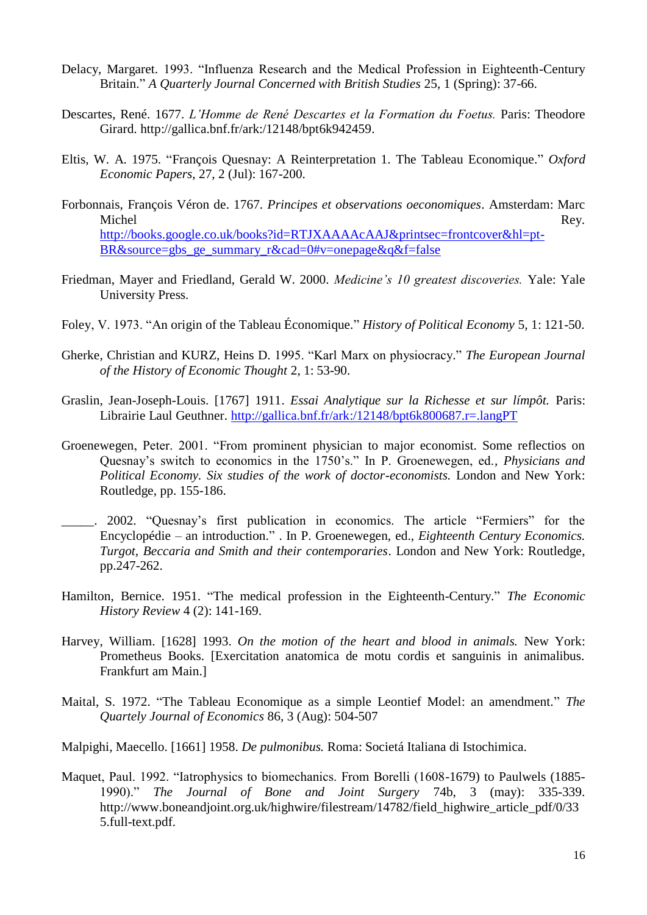Delacy, Margaret. 1993. "Influenza Research and the Medical Profession in Eighteenth-Century Britain." *A Quarterly Journal Concerned with British Studies* 25, 1 (Spring): 37-66.

Descartes, René. 1677. *L'Homme de René Descartes et la Formation du Foetus.* Paris: Theodore Girard. http://gallica.bnf.fr/ark:/12148/bpt6k942459.

Eltis, W. A. 1975. "François Quesnay: A Reinterpretation 1. The Tableau Economique." *Oxford Economic Papers*, 27, 2 (Jul): 167-200.

Forbonnais, François Véron de. 1767. *Principes et observations oeconomiques*. Amsterdam: Marc Michel Rey. http://books.google.co.uk/books?id=RTJXAAAAcAAJ&printsec=frontcover&hl=pt-BR&source=gbs_ge_summary_r&cad=0#v=onepage&q&f=false

Friedman, Mayer and Friedland, Gerald W. 2000. *Medicine's 10 greatest discoveries.* Yale: Yale University Press.

Foley, V. 1973. "An origin of the Tableau Économique." *History of Political Economy* 5, 1: 121-50.

Gherke, Christian and KURZ, Heins D. 1995. "Karl Marx on physiocracy." *The European Journal of the History of Economic Thought* 2, 1: 53-90.

Graslin, Jean-Joseph-Louis. [1767] 1911. *Essai Analytique sur la Richesse et sur límpôt.* Paris: Librairie Laul Geuthner. http://gallica.bnf.fr/ark:/12148/bpt6k800687.r=.langPT

Groenewegen, Peter. 2001. "From prominent physician to major economist. Some reflectios on Quesnay's switch to economics in the 1750's." In P. Groenewegen, ed., *Physicians and Political Economy. Six studies of the work of doctor-economists.* London and New York: Routledge, pp. 155-186.

_____. 2002. "Quesnay's first publication in economics. The article "Fermiers" for the Encyclopédie – an introduction." . In P. Groenewegen, ed., *Eighteenth Century Economics. Turgot, Beccaria and Smith and their contemporaries*. London and New York: Routledge, pp.247-262.

Hamilton, Bernice. 1951. "The medical profession in the Eighteenth-Century." *The Economic History Review* 4 (2): 141-169.

Harvey, William. [1628] 1993. *On the motion of the heart and blood in animals.* New York: Prometheus Books. [Exercitation anatomica de motu cordis et sanguinis in animalibus. Frankfurt am Main.]

Maital, S. 1972. "The Tableau Economique as a simple Leontief Model: an amendment." *The Quartely Journal of Economics* 86, 3 (Aug): 504-507

Malpighi, Maecello. [1661] 1958. *De pulmonibus.* Roma: Societá Italiana di Istochimica.

Maquet, Paul. 1992. "Iatrophysics to biomechanics. From Borelli (1608-1679) to Paulwels (1885-1990)." *The Journal of Bone and Joint Surgery* 74b, 3 (may): 335-339. http://www.boneandjoint.org.uk/highwire/filestream/14782/field_highwire_article_pdf/0/335.full-text.pdf.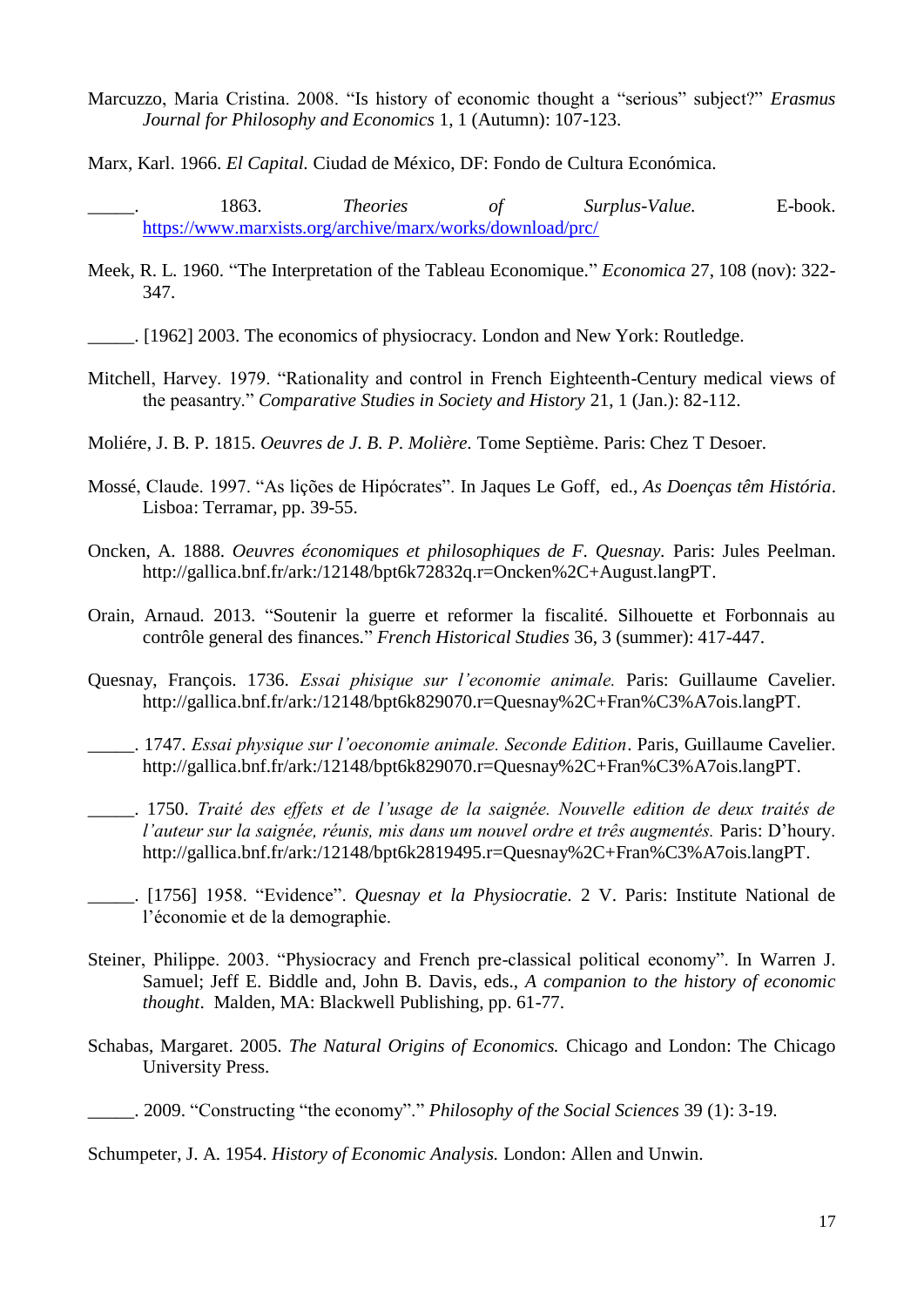Marcuzzo, Maria Cristina. 2008. "Is history of economic thought a "serious" subject?" *Erasmus Journal for Philosophy and Economics* 1, 1 (Autumn): 107-123.

Marx, Karl. 1966. *El Capital.* Ciudad de México, DF: Fondo de Cultura Económica.

_____. 1863. *Theories of Surplus-Value.* E-book. https://www.marxists.org/archive/marx/works/download/prc/

Meek, R. L. 1960. "The Interpretation of the Tableau Economique." *Economica* 27, 108 (nov): 322-347.

_____. [1962] 2003. The economics of physiocracy. London and New York: Routledge.

Mitchell, Harvey. 1979. "Rationality and control in French Eighteenth-Century medical views of the peasantry." *Comparative Studies in Society and History* 21, 1 (Jan.): 82-112.

Moliére, J. B. P. 1815. *Oeuvres de J. B. P. Molière.* Tome Septième. Paris: Chez T Desoer.

Mossé, Claude. 1997. "As lições de Hipócrates". In Jaques Le Goff, ed., *As Doenças têm História*. Lisboa: Terramar, pp. 39-55.

Oncken, A. 1888. *Oeuvres économiques et philosophiques de F. Quesnay.* Paris: Jules Peelman. http://gallica.bnf.fr/ark:/12148/bpt6k72832q.r=Oncken%2C+August.langPT.

Orain, Arnaud. 2013. "Soutenir la guerre et reformer la fiscalité. Silhouette et Forbonnais au contrôle general des finances." *French Historical Studies* 36, 3 (summer): 417-447.

Quesnay, François. 1736. *Essai phisique sur l'economie animale.* Paris: Guillaume Cavelier. http://gallica.bnf.fr/ark:/12148/bpt6k829070.r=Quesnay%2C+Fran%C3%A7ois.langPT.

_____. 1747. *Essai physique sur l'oeconomie animale. Seconde Edition*. Paris, Guillaume Cavelier. http://gallica.bnf.fr/ark:/12148/bpt6k829070.r=Quesnay%2C+Fran%C3%A7ois.langPT.

_____. 1750. *Traité des effets et de l'usage de la saignée. Nouvelle edition de deux traités de l'auteur sur la saignée, réunis, mis dans um nouvel ordre et três augmentés.* Paris: D'houry. http://gallica.bnf.fr/ark:/12148/bpt6k2819495.r=Quesnay%2C+Fran%C3%A7ois.langPT.

_____. [1756] 1958. "Evidence". *Quesnay et la Physiocratie.* 2 V. Paris: Institute National de l'économie et de la demographie.

Steiner, Philippe. 2003. "Physiocracy and French pre-classical political economy". In Warren J. Samuel; Jeff E. Biddle and, John B. Davis, eds., *A companion to the history of economic thought*. Malden, MA: Blackwell Publishing, pp. 61-77.

Schabas, Margaret. 2005. *The Natural Origins of Economics.* Chicago and London: The Chicago University Press.

_____. 2009. "Constructing "the economy"." *Philosophy of the Social Sciences* 39 (1): 3-19.

Schumpeter, J. A. 1954. *History of Economic Analysis.* London: Allen and Unwin.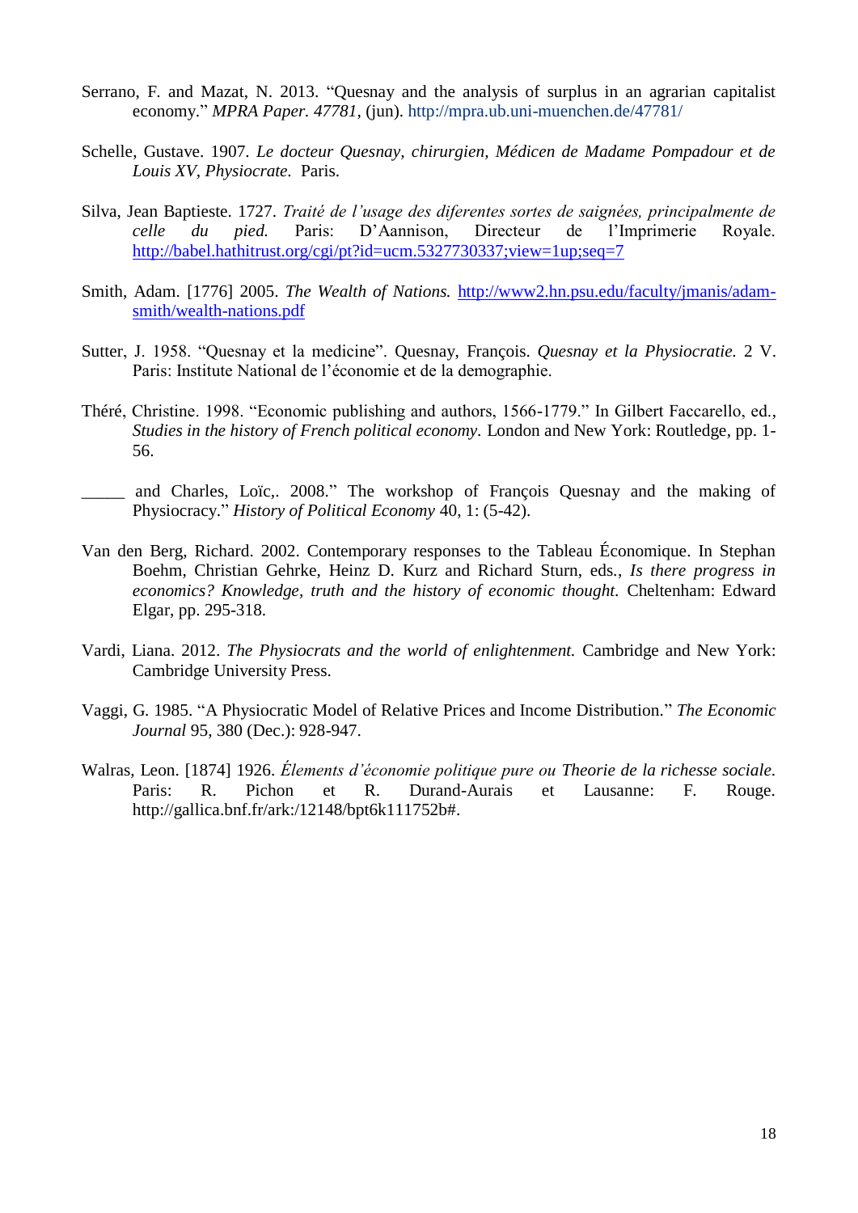Serrano, F. and Mazat, N. 2013. "Quesnay and the analysis of surplus in an agrarian capitalist economy." *MPRA Paper. 47781*, (jun). http://mpra.ub.uni-muenchen.de/47781/

Schelle, Gustave. 1907. *Le docteur Quesnay, chirurgien, Médicen de Madame Pompadour et de Louis XV, Physiocrate.* Paris.

Silva, Jean Baptieste. 1727. *Traité de l'usage des diferentes sortes de saignées, principalmente de celle du pied.* Paris: D'Aannison, Directeur de l'Imprimerie Royale. http://babel.hathitrust.org/cgi/pt?id=ucm.5327730337;view=1up;seq=7

Smith, Adam. [1776] 2005. *The Wealth of Nations.* http://www2.hn.psu.edu/faculty/jmanis/adam-smith/wealth-nations.pdf

Sutter, J. 1958. "Quesnay et la medicine". Quesnay, François. *Quesnay et la Physiocratie.* 2 V. Paris: Institute National de l'économie et de la demographie.

Théré, Christine. 1998. "Economic publishing and authors, 1566-1779." In Gilbert Faccarello, ed., *Studies in the history of French political economy.* London and New York: Routledge, pp. 1-56.

_____ and Charles, Loïc,. 2008." The workshop of François Quesnay and the making of Physiocracy." *History of Political Economy* 40, 1: (5-42).

Van den Berg, Richard. 2002. Contemporary responses to the Tableau Économique. In Stephan Boehm, Christian Gehrke, Heinz D. Kurz and Richard Sturn, eds., *Is there progress in economics? Knowledge, truth and the history of economic thought.* Cheltenham: Edward Elgar, pp. 295-318.

Vardi, Liana. 2012. *The Physiocrats and the world of enlightenment.* Cambridge and New York: Cambridge University Press.

Vaggi, G. 1985. "A Physiocratic Model of Relative Prices and Income Distribution." *The Economic Journal* 95, 380 (Dec.): 928-947.

Walras, Leon. [1874] 1926. *Élements d'économie politique pure ou Theorie de la richesse sociale.* Paris: R. Pichon et R. Durand-Aurais et Lausanne: F. Rouge. http://gallica.bnf.fr/ark:/12148/bpt6k111752b#.